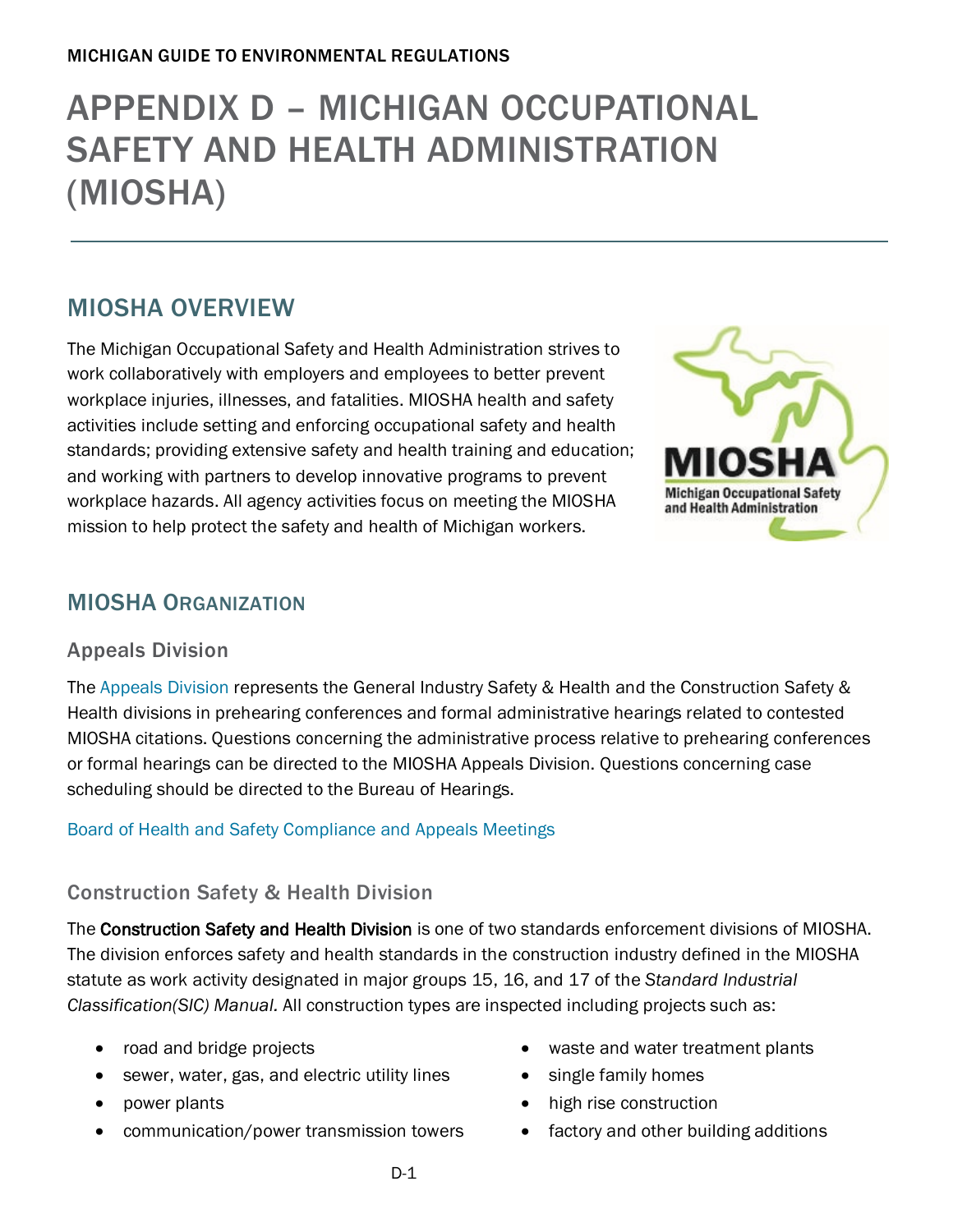MICHIGAN GUIDE TO ENVIRONMENTAL REGULATIONS

# APPENDIX D – MICHIGAN OCCUPATIONAL SAFETY AND HEALTH ADMINISTRATION (MIOSHA)

## MIOSHA OVERVIEW

The Michigan Occupational Safety and Health Administration strives to work collaboratively with employers and employees to better prevent workplace injuries, illnesses, and fatalities. MIOSHA health and safety activities include setting and enforcing occupational safety and health standards; providing extensive safety and health training and education; and working with partners to develop innovative programs to prevent workplace hazards. All agency activities focus on meeting the MIOSHA mission to help protect the safety and health of Michigan workers.

## MIOSHA ORGANIZATION

### Appeals Division

The Appeals Division represents the General Industry Safety & Health and the Construction Safety & Health divisions in prehearing conferences and formal administrative hearings related to contested MIOSHA citations. Questions concerning the administrative process relative to prehearing conferences or formal hearings can be directed to the MIOSHA Appeals Division. Questions concerning case scheduling should be directed to the Bureau of Hearings.

Board of Health and Safety Compliance and Appeals Meetings

### Construction Safety & Health Division

The Construction Safety and Health Division is one of two standards enforcement divisions of MIOSHA. The division enforces safety and health standards in the construction industry defined in the MIOSHA statute as work activity designated in major groups 15, 16, and 17 of the *Standard Industrial Classification(SIC) Manual.* All construction types are inspected including projects such as:

- road and bridge projects
- sewer, water, gas, and electric utility lines
- power plants
- communication/power transmission towers
- waste and water treatment plants
- single family homes
- high rise construction
- factory and other building additions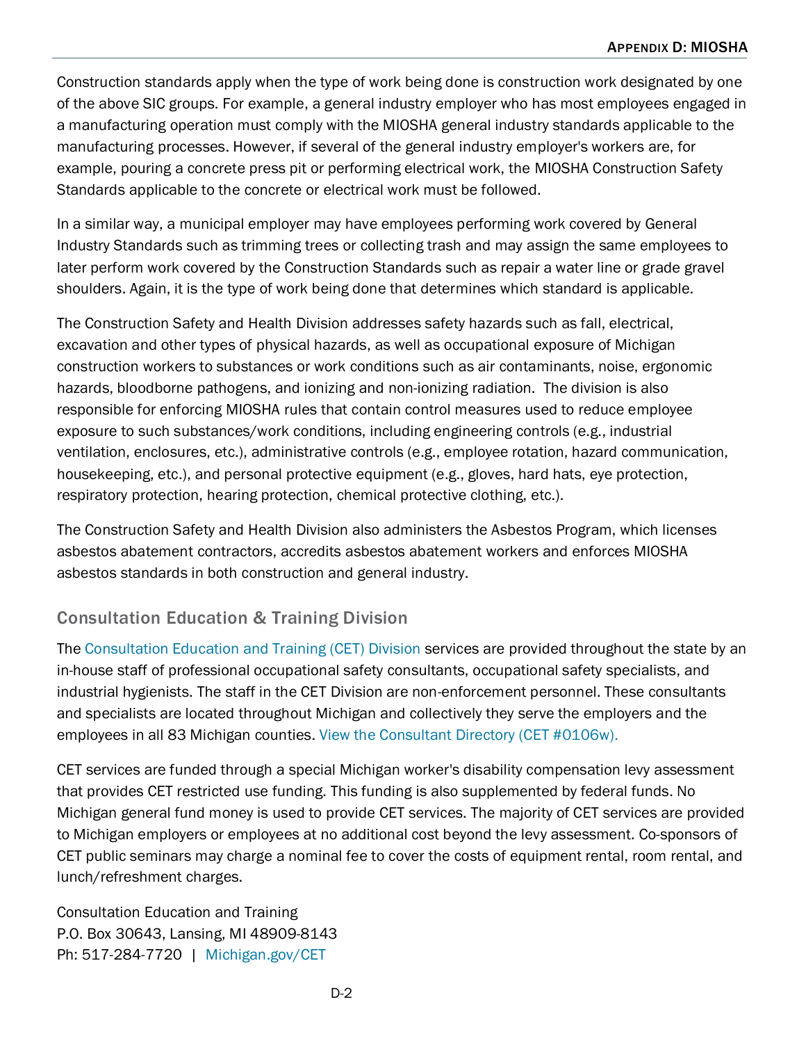Construction standards apply when the type of work being done is construction work designated by one of the above SIC groups. For example, a general industry employer who has most employees engaged in a manufacturing operation must comply with the MIOSHA general industry standards applicable to the manufacturing processes. However, if several of the general industry employer's workers are, for example, pouring a concrete press pit or performing electrical work, the MIOSHA Construction Safety Standards applicable to the concrete or electrical work must be followed.

In a similar way, a municipal employer may have employees performing work covered by General Industry Standards such as trimming trees or collecting trash and may assign the same employees to later perform work covered by the Construction Standards such as repair a water line or grade gravel shoulders. Again, it is the type of work being done that determines which standard is applicable.

The Construction Safety and Health Division addresses safety hazards such as fall, electrical, excavation and other types of physical hazards, as well as occupational exposure of Michigan construction workers to substances or work conditions such as air contaminants, noise, ergonomic hazards, bloodborne pathogens, and ionizing and non-ionizing radiation. The division is also responsible for enforcing MIOSHA rules that contain control measures used to reduce employee exposure to such substances/work conditions, including engineering controls (e.g., industrial ventilation, enclosures, etc.), administrative controls (e.g., employee rotation, hazard communication, housekeeping, etc.), and personal protective equipment (e.g., gloves, hard hats, eye protection, respiratory protection, hearing protection, chemical protective clothing, etc.).

The Construction Safety and Health Division also administers the Asbestos Program, which licenses asbestos abatement contractors, accredits asbestos abatement workers and enforces MIOSHA asbestos standards in both construction and general industry.

### Consultation Education & Training Division

The Consultation Education and Training (CET) Division services are provided throughout the state by an in-house staff of professional occupational safety consultants, occupational safety specialists, and industrial hygienists. The staff in the CET Division are non-enforcement personnel. These consultants and specialists are located throughout Michigan and collectively they serve the employers and the employees in all 83 Michigan counties. View the Consultant Directory (CET #0106w).

CET services are funded through a special Michigan worker's disability compensation levy assessment that provides CET restricted use funding. This funding is also supplemented by federal funds. No Michigan general fund money is used to provide CET services. The majority of CET services are provided to Michigan employers or employees at no additional cost beyond the levy assessment. Co-sponsors of CET public seminars may charge a nominal fee to cover the costs of equipment rental, room rental, and lunch/refreshment charges.

Consultation Education and Training
P.O. Box 30643, Lansing, MI 48909-8143
Ph: 517-284-7720 | Michigan.gov/CET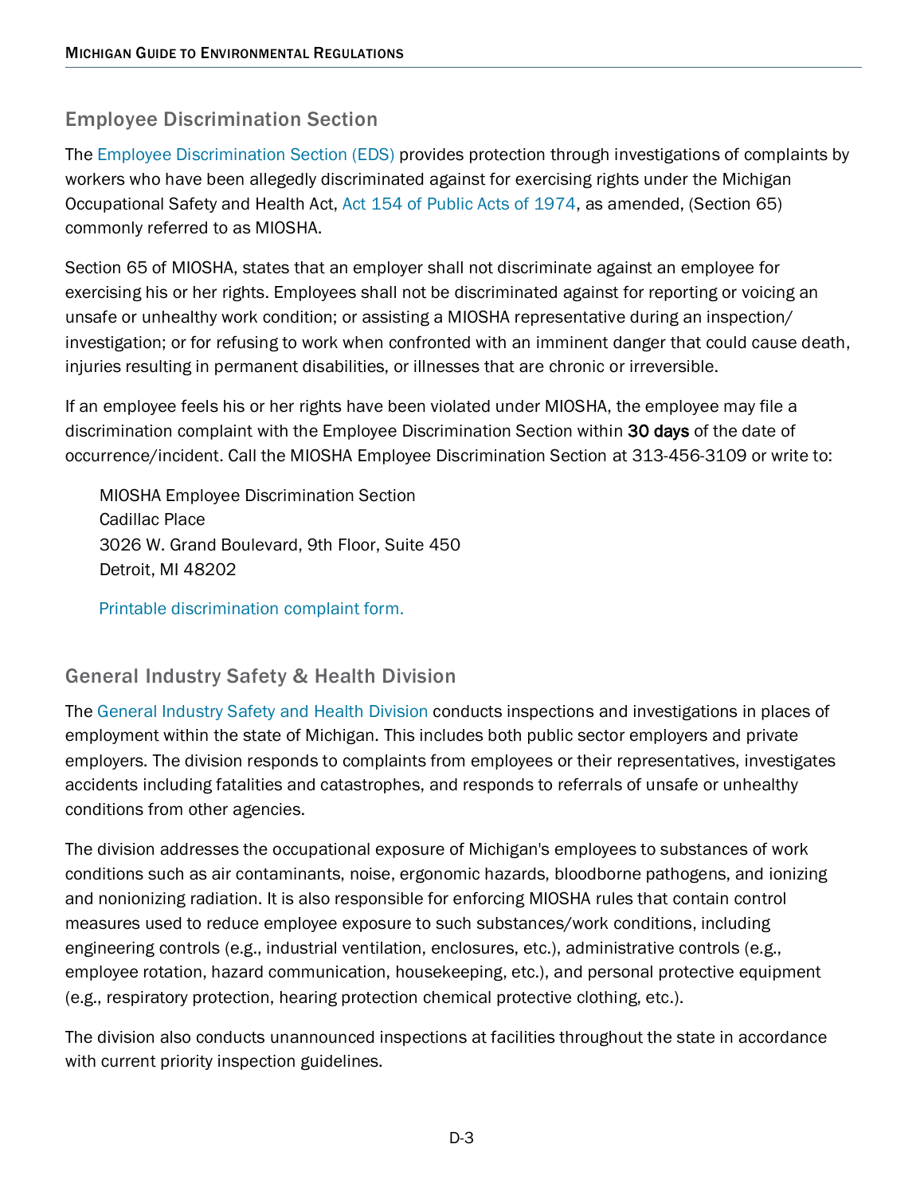## Employee Discrimination Section

The Employee Discrimination Section (EDS) provides protection through investigations of complaints by workers who have been allegedly discriminated against for exercising rights under the Michigan Occupational Safety and Health Act, Act 154 of Public Acts of 1974, as amended, (Section 65) commonly referred to as MIOSHA.

Section 65 of MIOSHA, states that an employer shall not discriminate against an employee for exercising his or her rights. Employees shall not be discriminated against for reporting or voicing an unsafe or unhealthy work condition; or assisting a MIOSHA representative during an inspection/ investigation; or for refusing to work when confronted with an imminent danger that could cause death, injuries resulting in permanent disabilities, or illnesses that are chronic or irreversible.

If an employee feels his or her rights have been violated under MIOSHA, the employee may file a discrimination complaint with the Employee Discrimination Section within **30 days** of the date of occurrence/incident. Call the MIOSHA Employee Discrimination Section at 313-456-3109 or write to:

MIOSHA Employee Discrimination Section
Cadillac Place
3026 W. Grand Boulevard, 9th Floor, Suite 450
Detroit, MI 48202

Printable discrimination complaint form.

## General Industry Safety & Health Division

The General Industry Safety and Health Division conducts inspections and investigations in places of employment within the state of Michigan. This includes both public sector employers and private employers. The division responds to complaints from employees or their representatives, investigates accidents including fatalities and catastrophes, and responds to referrals of unsafe or unhealthy conditions from other agencies.

The division addresses the occupational exposure of Michigan's employees to substances of work conditions such as air contaminants, noise, ergonomic hazards, bloodborne pathogens, and ionizing and nonionizing radiation. It is also responsible for enforcing MIOSHA rules that contain control measures used to reduce employee exposure to such substances/work conditions, including engineering controls (e.g., industrial ventilation, enclosures, etc.), administrative controls (e.g., employee rotation, hazard communication, housekeeping, etc.), and personal protective equipment (e.g., respiratory protection, hearing protection chemical protective clothing, etc.).

The division also conducts unannounced inspections at facilities throughout the state in accordance with current priority inspection guidelines.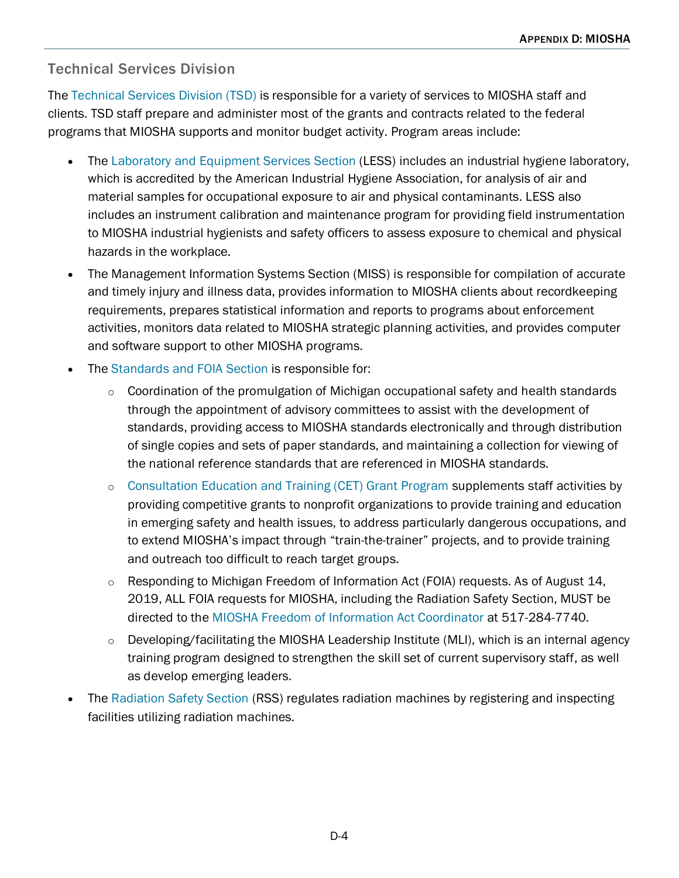## Technical Services Division

The Technical Services Division (TSD) is responsible for a variety of services to MIOSHA staff and clients. TSD staff prepare and administer most of the grants and contracts related to the federal programs that MIOSHA supports and monitor budget activity. Program areas include:

- The Laboratory and Equipment Services Section (LESS) includes an industrial hygiene laboratory, which is accredited by the American Industrial Hygiene Association, for analysis of air and material samples for occupational exposure to air and physical contaminants. LESS also includes an instrument calibration and maintenance program for providing field instrumentation to MIOSHA industrial hygienists and safety officers to assess exposure to chemical and physical hazards in the workplace.
- The Management Information Systems Section (MISS) is responsible for compilation of accurate and timely injury and illness data, provides information to MIOSHA clients about recordkeeping requirements, prepares statistical information and reports to programs about enforcement activities, monitors data related to MIOSHA strategic planning activities, and provides computer and software support to other MIOSHA programs.
- The Standards and FOIA Section is responsible for:
    - Coordination of the promulgation of Michigan occupational safety and health standards through the appointment of advisory committees to assist with the development of standards, providing access to MIOSHA standards electronically and through distribution of single copies and sets of paper standards, and maintaining a collection for viewing of the national reference standards that are referenced in MIOSHA standards.
    - Consultation Education and Training (CET) Grant Program supplements staff activities by providing competitive grants to nonprofit organizations to provide training and education in emerging safety and health issues, to address particularly dangerous occupations, and to extend MIOSHA's impact through "train-the-trainer" projects, and to provide training and outreach too difficult to reach target groups.
    - Responding to Michigan Freedom of Information Act (FOIA) requests. As of August 14, 2019, ALL FOIA requests for MIOSHA, including the Radiation Safety Section, MUST be directed to the MIOSHA Freedom of Information Act Coordinator at 517-284-7740.
    - Developing/facilitating the MIOSHA Leadership Institute (MLI), which is an internal agency training program designed to strengthen the skill set of current supervisory staff, as well as develop emerging leaders.
- The Radiation Safety Section (RSS) regulates radiation machines by registering and inspecting facilities utilizing radiation machines.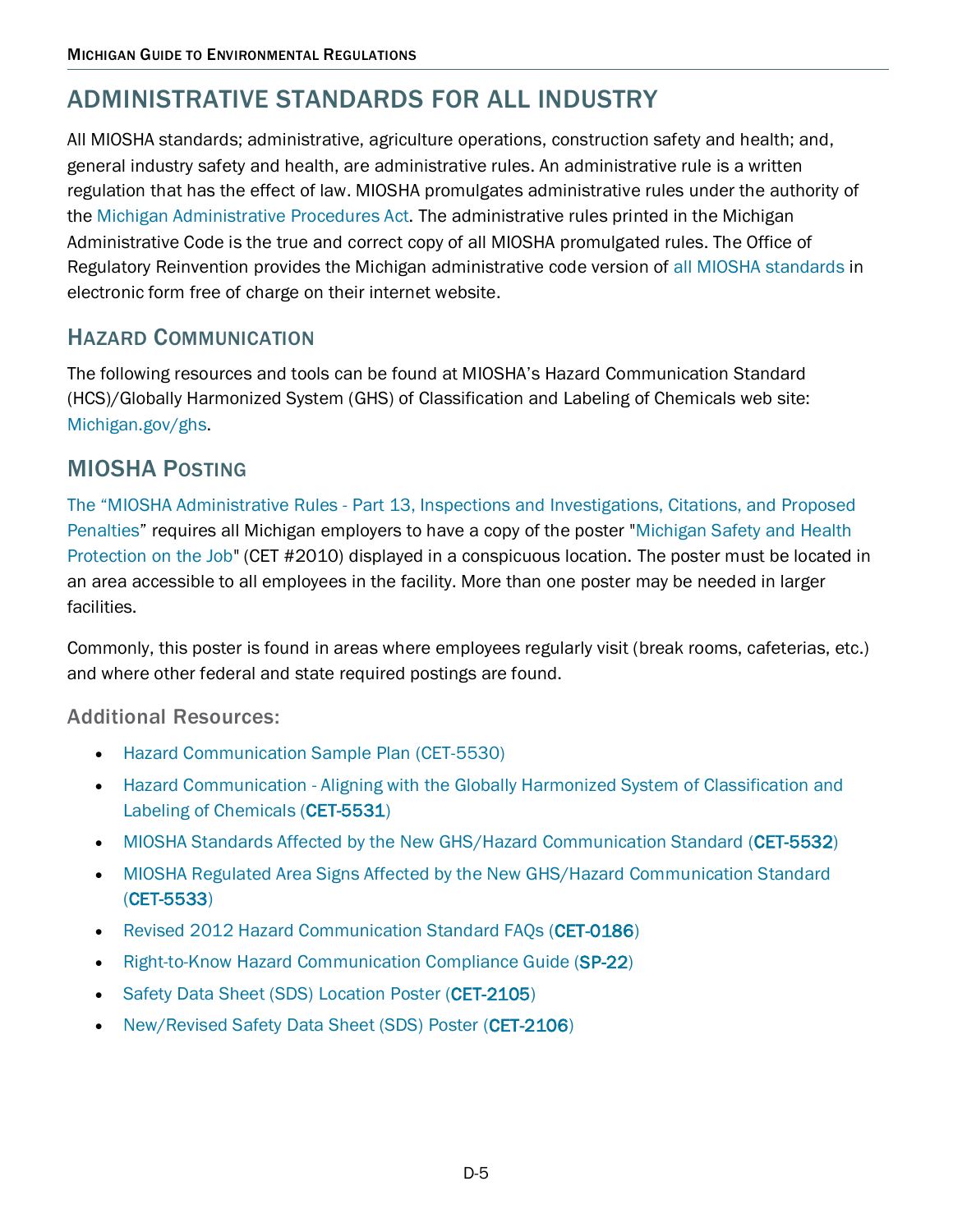# ADMINISTRATIVE STANDARDS FOR ALL INDUSTRY

All MIOSHA standards; administrative, agriculture operations, construction safety and health; and, general industry safety and health, are administrative rules. An administrative rule is a written regulation that has the effect of law. MIOSHA promulgates administrative rules under the authority of the Michigan Administrative Procedures Act. The administrative rules printed in the Michigan Administrative Code is the true and correct copy of all MIOSHA promulgated rules. The Office of Regulatory Reinvention provides the Michigan administrative code version of all MIOSHA standards in electronic form free of charge on their internet website.

## HAZARD COMMUNICATION

The following resources and tools can be found at MIOSHA's Hazard Communication Standard (HCS)/Globally Harmonized System (GHS) of Classification and Labeling of Chemicals web site: Michigan.gov/ghs.

## MIOSHA POSTING

The "MIOSHA Administrative Rules - Part 13, Inspections and Investigations, Citations, and Proposed Penalties" requires all Michigan employers to have a copy of the poster "Michigan Safety and Health Protection on the Job" (CET #2010) displayed in a conspicuous location. The poster must be located in an area accessible to all employees in the facility. More than one poster may be needed in larger facilities.

Commonly, this poster is found in areas where employees regularly visit (break rooms, cafeterias, etc.) and where other federal and state required postings are found.

### Additional Resources:

- Hazard Communication Sample Plan (CET-5530)
- Hazard Communication - Aligning with the Globally Harmonized System of Classification and Labeling of Chemicals (CET-5531)
- MIOSHA Standards Affected by the New GHS/Hazard Communication Standard (CET-5532)
- MIOSHA Regulated Area Signs Affected by the New GHS/Hazard Communication Standard (CET-5533)
- Revised 2012 Hazard Communication Standard FAQs (CET-0186)
- Right-to-Know Hazard Communication Compliance Guide (SP-22)
- Safety Data Sheet (SDS) Location Poster (CET-2105)
- New/Revised Safety Data Sheet (SDS) Poster (CET-2106)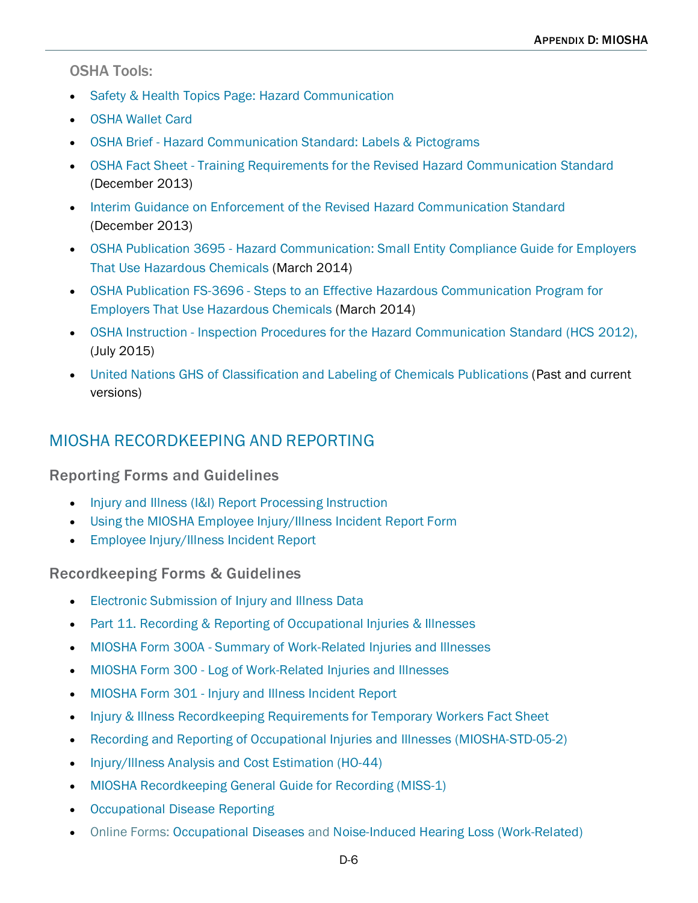### OSHA Tools:

- Safety & Health Topics Page: Hazard Communication
- OSHA Wallet Card
- OSHA Brief - Hazard Communication Standard: Labels & Pictograms
- OSHA Fact Sheet - Training Requirements for the Revised Hazard Communication Standard (December 2013)
- Interim Guidance on Enforcement of the Revised Hazard Communication Standard (December 2013)
- OSHA Publication 3695 - Hazard Communication: Small Entity Compliance Guide for Employers That Use Hazardous Chemicals (March 2014)
- OSHA Publication FS-3696 - Steps to an Effective Hazardous Communication Program for Employers That Use Hazardous Chemicals (March 2014)
- OSHA Instruction - Inspection Procedures for the Hazard Communication Standard (HCS 2012), (July 2015)
- United Nations GHS of Classification and Labeling of Chemicals Publications (Past and current versions)

## MIOSHA RECORDKEEPING AND REPORTING

### Reporting Forms and Guidelines

- Injury and Illness (I&I) Report Processing Instruction
- Using the MIOSHA Employee Injury/Illness Incident Report Form
- Employee Injury/Illness Incident Report

### Recordkeeping Forms & Guidelines

- Electronic Submission of Injury and Illness Data
- Part 11. Recording & Reporting of Occupational Injuries & Illnesses
- MIOSHA Form 300A - Summary of Work-Related Injuries and Illnesses
- MIOSHA Form 300 - Log of Work-Related Injuries and Illnesses
- MIOSHA Form 301 - Injury and Illness Incident Report
- Injury & Illness Recordkeeping Requirements for Temporary Workers Fact Sheet
- Recording and Reporting of Occupational Injuries and Illnesses (MIOSHA-STD-05-2)
- Injury/Illness Analysis and Cost Estimation (HO-44)
- MIOSHA Recordkeeping General Guide for Recording (MISS-1)
- Occupational Disease Reporting
- Online Forms: Occupational Diseases and Noise-Induced Hearing Loss (Work-Related)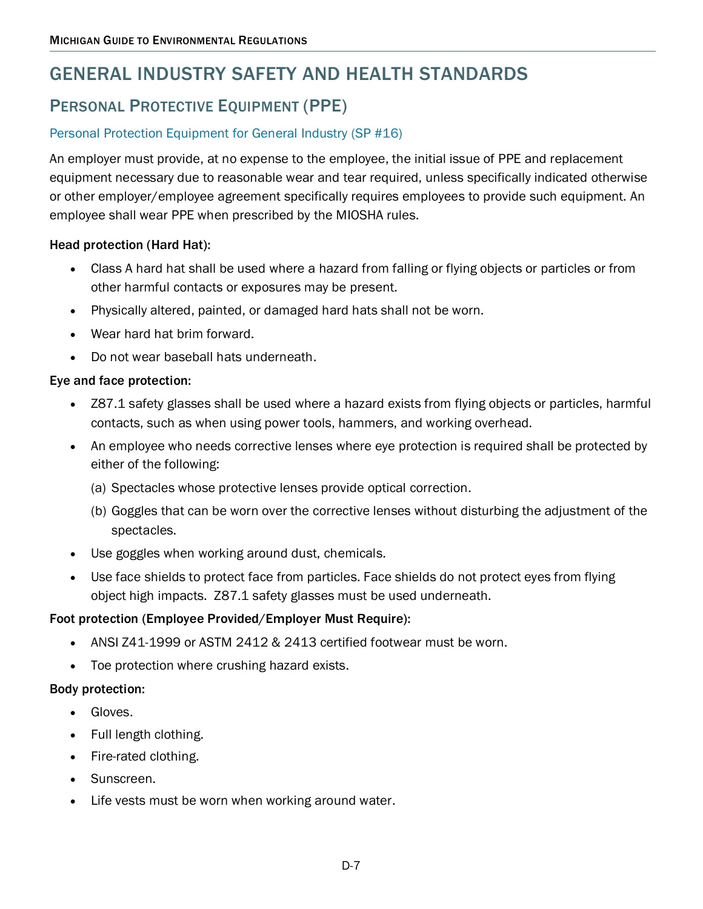# GENERAL INDUSTRY SAFETY AND HEALTH STANDARDS

## Personal Protective Equipment (PPE)

### Personal Protection Equipment for General Industry (SP #16)

An employer must provide, at no expense to the employee, the initial issue of PPE and replacement equipment necessary due to reasonable wear and tear required, unless specifically indicated otherwise or other employer/employee agreement specifically requires employees to provide such equipment. An employee shall wear PPE when prescribed by the MIOSHA rules.

**Head protection (Hard Hat):**

- Class A hard hat shall be used where a hazard from falling or flying objects or particles or from other harmful contacts or exposures may be present.
- Physically altered, painted, or damaged hard hats shall not be worn.
- Wear hard hat brim forward.
- Do not wear baseball hats underneath.

**Eye and face protection:**

- Z87.1 safety glasses shall be used where a hazard exists from flying objects or particles, harmful contacts, such as when using power tools, hammers, and working overhead.
- An employee who needs corrective lenses where eye protection is required shall be protected by either of the following:
  (a) Spectacles whose protective lenses provide optical correction.
  (b) Goggles that can be worn over the corrective lenses without disturbing the adjustment of the spectacles.
- Use goggles when working around dust, chemicals.
- Use face shields to protect face from particles. Face shields do not protect eyes from flying object high impacts. Z87.1 safety glasses must be used underneath.

**Foot protection (Employee Provided/Employer Must Require):**

- ANSI Z41-1999 or ASTM 2412 & 2413 certified footwear must be worn.
- Toe protection where crushing hazard exists.

**Body protection:**

- Gloves.
- Full length clothing.
- Fire-rated clothing.
- Sunscreen.
- Life vests must be worn when working around water.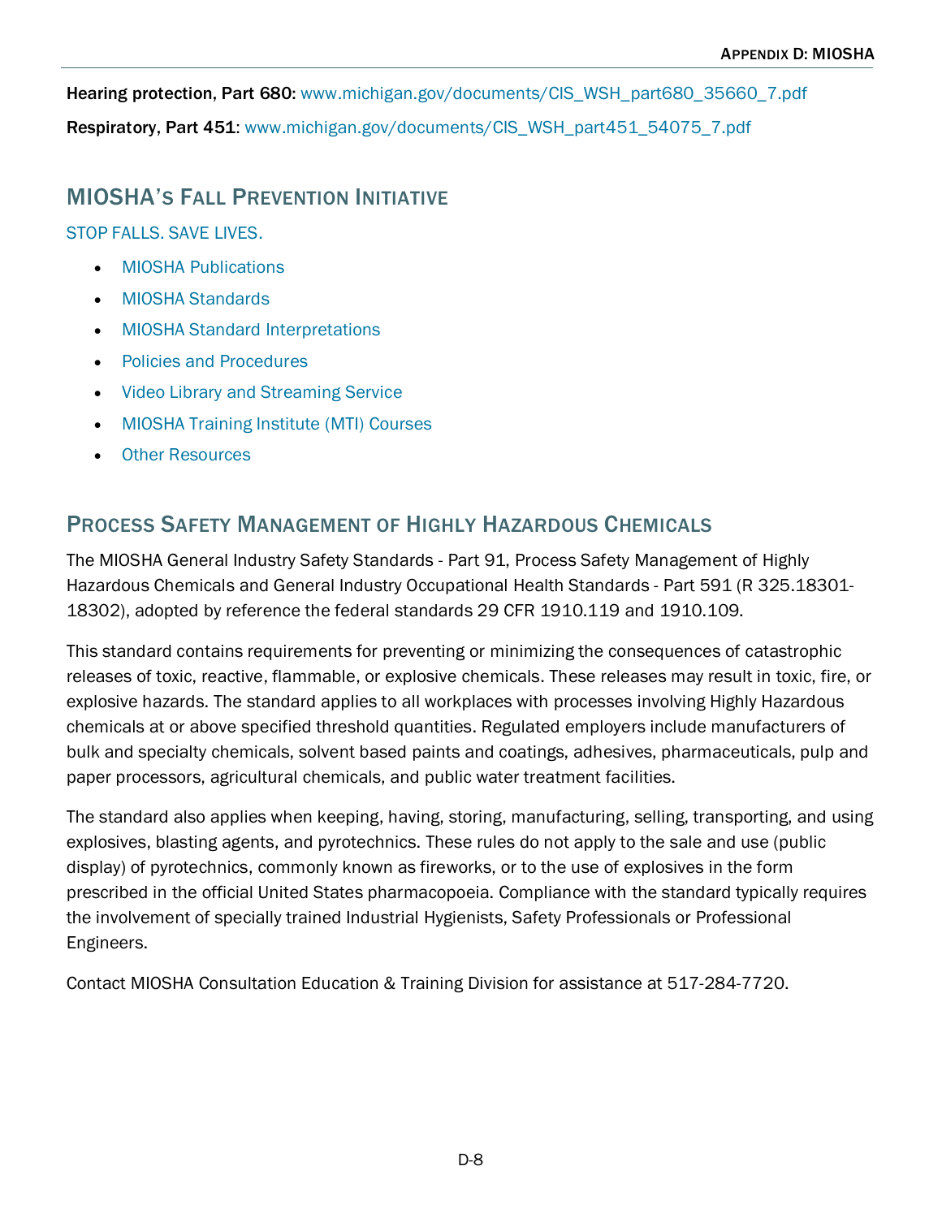**Hearing protection, Part 680:** www.michigan.gov/documents/CIS_WSH_part680_35660_7.pdf

**Respiratory, Part 451**: www.michigan.gov/documents/CIS_WSH_part451_54075_7.pdf

## MIOSHA's Fall Prevention Initiative

STOP FALLS. SAVE LIVES.

- MIOSHA Publications
- MIOSHA Standards
- MIOSHA Standard Interpretations
- Policies and Procedures
- Video Library and Streaming Service
- MIOSHA Training Institute (MTI) Courses
- Other Resources

## Process Safety Management of Highly Hazardous Chemicals

The MIOSHA General Industry Safety Standards - Part 91, Process Safety Management of Highly Hazardous Chemicals and General Industry Occupational Health Standards - Part 591 (R 325.18301-18302), adopted by reference the federal standards 29 CFR 1910.119 and 1910.109.

This standard contains requirements for preventing or minimizing the consequences of catastrophic releases of toxic, reactive, flammable, or explosive chemicals. These releases may result in toxic, fire, or explosive hazards. The standard applies to all workplaces with processes involving Highly Hazardous chemicals at or above specified threshold quantities. Regulated employers include manufacturers of bulk and specialty chemicals, solvent based paints and coatings, adhesives, pharmaceuticals, pulp and paper processors, agricultural chemicals, and public water treatment facilities.

The standard also applies when keeping, having, storing, manufacturing, selling, transporting, and using explosives, blasting agents, and pyrotechnics. These rules do not apply to the sale and use (public display) of pyrotechnics, commonly known as fireworks, or to the use of explosives in the form prescribed in the official United States pharmacopoeia. Compliance with the standard typically requires the involvement of specially trained Industrial Hygienists, Safety Professionals or Professional Engineers.

Contact MIOSHA Consultation Education & Training Division for assistance at 517-284-7720.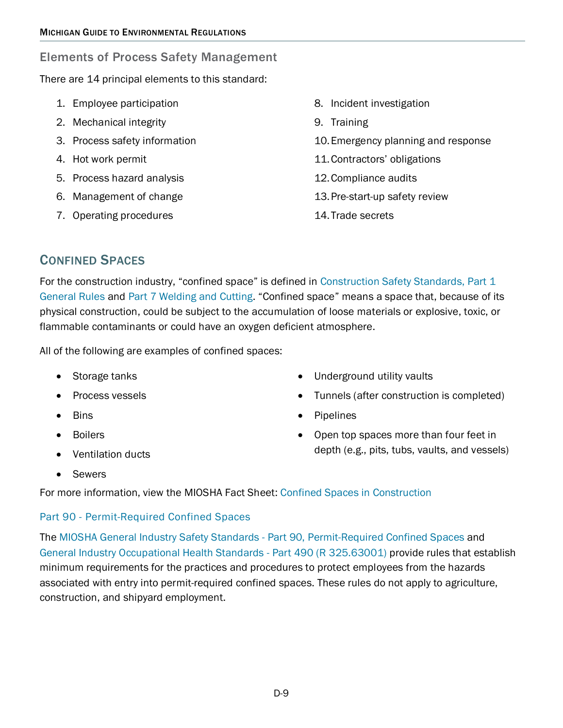### Elements of Process Safety Management

There are 14 principal elements to this standard:

1. Employee participation
2. Mechanical integrity
3. Process safety information
4. Hot work permit
5. Process hazard analysis
6. Management of change
7. Operating procedures
8. Incident investigation
9. Training
10. Emergency planning and response
11. Contractors' obligations
12. Compliance audits
13. Pre-start-up safety review
14. Trade secrets

## CONFINED SPACES

For the construction industry, "confined space" is defined in Construction Safety Standards, Part 1 General Rules and Part 7 Welding and Cutting. "Confined space" means a space that, because of its physical construction, could be subject to the accumulation of loose materials or explosive, toxic, or flammable contaminants or could have an oxygen deficient atmosphere.

All of the following are examples of confined spaces:

- Storage tanks
- Process vessels
- Bins
- Boilers
- Ventilation ducts
- Sewers
- Underground utility vaults
- Tunnels (after construction is completed)
- Pipelines
- Open top spaces more than four feet in depth (e.g., pits, tubs, vaults, and vessels)

For more information, view the MIOSHA Fact Sheet: Confined Spaces in Construction

### Part 90 - Permit-Required Confined Spaces

The MIOSHA General Industry Safety Standards - Part 90, Permit-Required Confined Spaces and General Industry Occupational Health Standards - Part 490 (R 325.63001) provide rules that establish minimum requirements for the practices and procedures to protect employees from the hazards associated with entry into permit-required confined spaces. These rules do not apply to agriculture, construction, and shipyard employment.